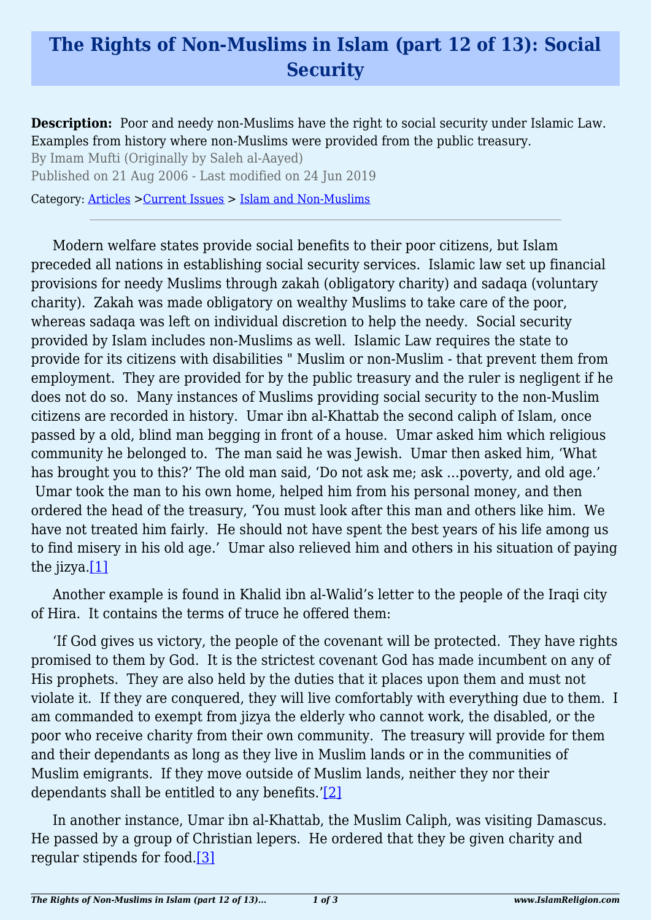# The Rights of Non-Muslims in Islam (part 12 of 13): Social Security

**Description:** Poor and needy non-Muslims have the right to social security under Islamic Law. Examples from history where non-Muslims were provided from the public treasury.

By Imam Mufti (Originally by Saleh al-Aayed)

Published on 21 Aug 2006 - Last modified on 24 Jun 2019

Category: Articles >Current Issues > Islam and Non-Muslims

---

Modern welfare states provide social benefits to their poor citizens, but Islam preceded all nations in establishing social security services. Islamic law set up financial provisions for needy Muslims through zakah (obligatory charity) and sadaqa (voluntary charity). Zakah was made obligatory on wealthy Muslims to take care of the poor, whereas sadaqa was left on individual discretion to help the needy. Social security provided by Islam includes non-Muslims as well. Islamic Law requires the state to provide for its citizens with disabilities " Muslim or non-Muslim - that prevent them from employment. They are provided for by the public treasury and the ruler is negligent if he does not do so. Many instances of Muslims providing social security to the non-Muslim citizens are recorded in history. Umar ibn al-Khattab the second caliph of Islam, once passed by a old, blind man begging in front of a house. Umar asked him which religious community he belonged to. The man said he was Jewish. Umar then asked him, 'What has brought you to this?' The old man said, 'Do not ask me; ask …poverty, and old age.' Umar took the man to his own home, helped him from his personal money, and then ordered the head of the treasury, 'You must look after this man and others like him. We have not treated him fairly. He should not have spent the best years of his life among us to find misery in his old age.' Umar also relieved him and others in his situation of paying the jizya.[1]

Another example is found in Khalid ibn al-Walid's letter to the people of the Iraqi city of Hira. It contains the terms of truce he offered them:

'If God gives us victory, the people of the covenant will be protected. They have rights promised to them by God. It is the strictest covenant God has made incumbent on any of His prophets. They are also held by the duties that it places upon them and must not violate it. If they are conquered, they will live comfortably with everything due to them. I am commanded to exempt from jizya the elderly who cannot work, the disabled, or the poor who receive charity from their own community. The treasury will provide for them and their dependants as long as they live in Muslim lands or in the communities of Muslim emigrants. If they move outside of Muslim lands, neither they nor their dependants shall be entitled to any benefits.'[2]

In another instance, Umar ibn al-Khattab, the Muslim Caliph, was visiting Damascus. He passed by a group of Christian lepers. He ordered that they be given charity and regular stipends for food.[3]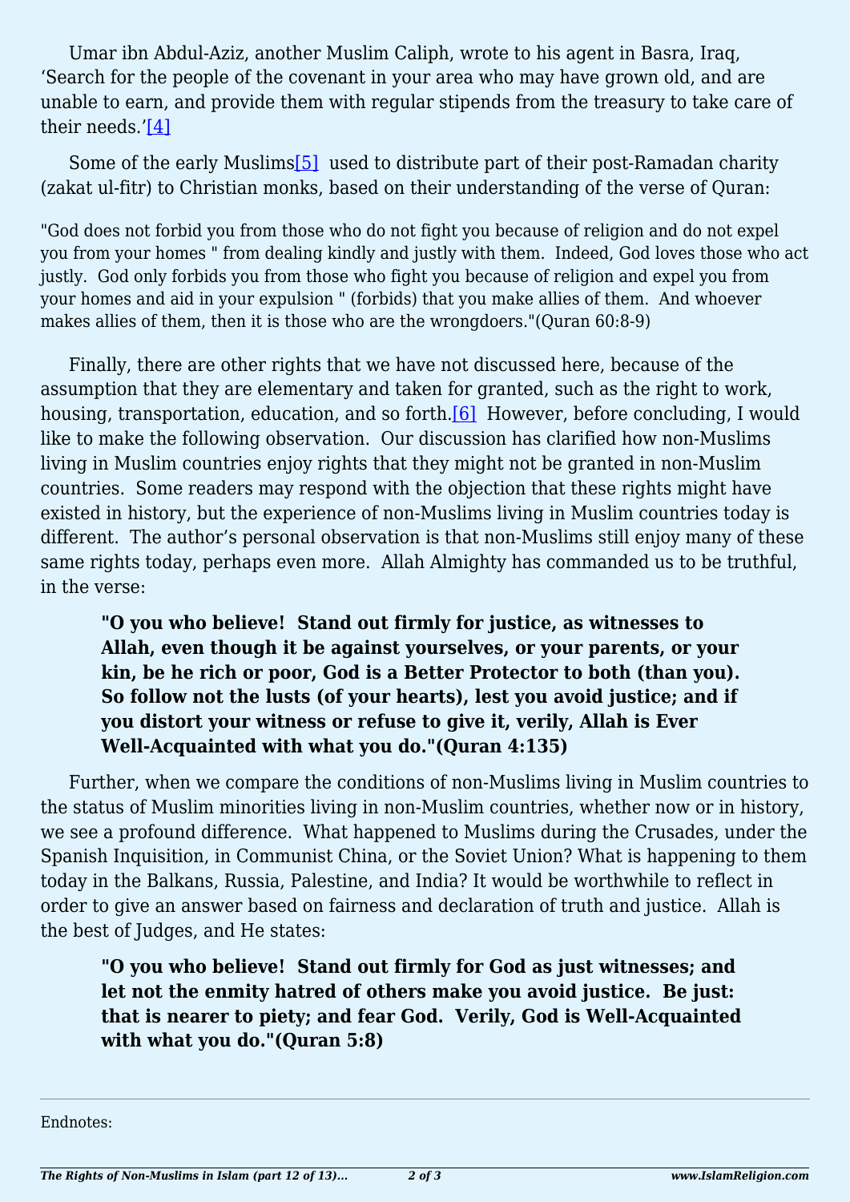Umar ibn Abdul-Aziz, another Muslim Caliph, wrote to his agent in Basra, Iraq, 'Search for the people of the covenant in your area who may have grown old, and are unable to earn, and provide them with regular stipends from the treasury to take care of their needs.'[4]

Some of the early Muslims[5] used to distribute part of their post-Ramadan charity (zakat ul-fitr) to Christian monks, based on their understanding of the verse of Quran:

"God does not forbid you from those who do not fight you because of religion and do not expel you from your homes " from dealing kindly and justly with them. Indeed, God loves those who act justly. God only forbids you from those who fight you because of religion and expel you from your homes and aid in your expulsion " (forbids) that you make allies of them. And whoever makes allies of them, then it is those who are the wrongdoers."(Quran 60:8-9)

Finally, there are other rights that we have not discussed here, because of the assumption that they are elementary and taken for granted, such as the right to work, housing, transportation, education, and so forth.[6] However, before concluding, I would like to make the following observation. Our discussion has clarified how non-Muslims living in Muslim countries enjoy rights that they might not be granted in non-Muslim countries. Some readers may respond with the objection that these rights might have existed in history, but the experience of non-Muslims living in Muslim countries today is different. The author's personal observation is that non-Muslims still enjoy many of these same rights today, perhaps even more. Allah Almighty has commanded us to be truthful, in the verse:

> **"O you who believe! Stand out firmly for justice, as witnesses to Allah, even though it be against yourselves, or your parents, or your kin, be he rich or poor, God is a Better Protector to both (than you). So follow not the lusts (of your hearts), lest you avoid justice; and if you distort your witness or refuse to give it, verily, Allah is Ever Well-Acquainted with what you do."(Quran 4:135)**

Further, when we compare the conditions of non-Muslims living in Muslim countries to the status of Muslim minorities living in non-Muslim countries, whether now or in history, we see a profound difference. What happened to Muslims during the Crusades, under the Spanish Inquisition, in Communist China, or the Soviet Union? What is happening to them today in the Balkans, Russia, Palestine, and India? It would be worthwhile to reflect in order to give an answer based on fairness and declaration of truth and justice. Allah is the best of Judges, and He states:

> **"O you who believe! Stand out firmly for God as just witnesses; and let not the enmity hatred of others make you avoid justice. Be just: that is nearer to piety; and fear God. Verily, God is Well-Acquainted with what you do."(Quran 5:8)**

---

Endnotes: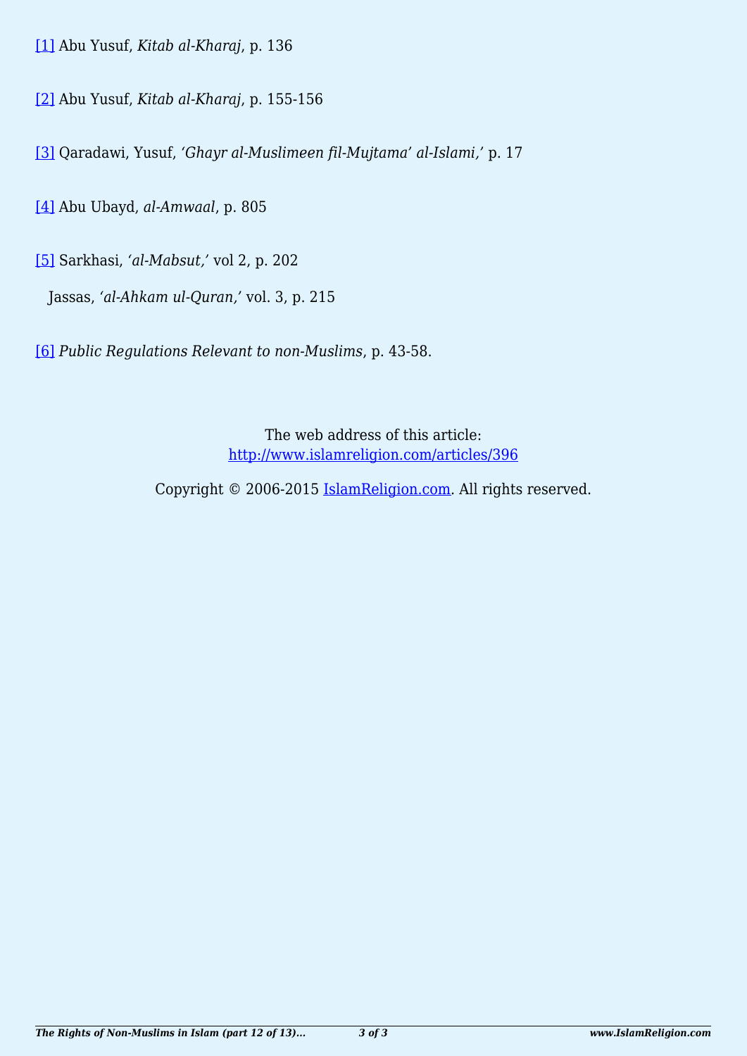[1] Abu Yusuf, *Kitab al-Kharaj*, p. 136

[2] Abu Yusuf, *Kitab al-Kharaj*, p. 155-156

[3] Qaradawi, Yusuf, *'Ghayr al-Muslimeen fil-Mujtama' al-Islami,'* p. 17

[4] Abu Ubayd, *al-Amwaal*, p. 805

[5] Sarkhasi, *'al-Mabsut,'* vol 2, p. 202

Jassas, *'al-Ahkam ul-Quran,'* vol. 3, p. 215

[6] *Public Regulations Relevant to non-Muslims*, p. 43-58.

The web address of this article:
http://www.islamreligion.com/articles/396

Copyright © 2006-2015 IslamReligion.com. All rights reserved.